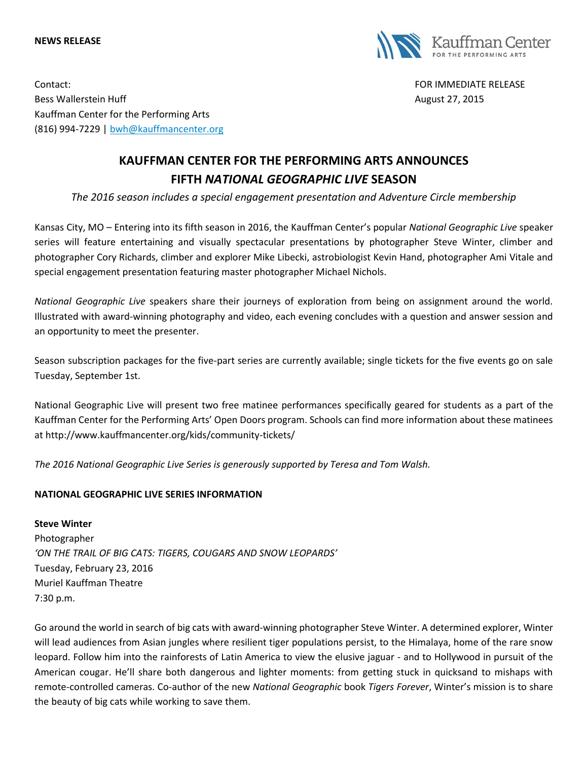**NEWS RELEASE**

Kauffman Center FOR THE PERFORMING ARTS

Contact:
Bess Wallerstein Huff
Kauffman Center for the Performing Arts
(816) 994-7229 | bwh@kauffmancenter.org

FOR IMMEDIATE RELEASE
August 27, 2015

# KAUFFMAN CENTER FOR THE PERFORMING ARTS ANNOUNCES FIFTH *NATIONAL GEOGRAPHIC LIVE* SEASON

*The 2016 season includes a special engagement presentation and Adventure Circle membership*

Kansas City, MO – Entering into its fifth season in 2016, the Kauffman Center's popular *National Geographic Live* speaker series will feature entertaining and visually spectacular presentations by photographer Steve Winter, climber and photographer Cory Richards, climber and explorer Mike Libecki, astrobiologist Kevin Hand, photographer Ami Vitale and special engagement presentation featuring master photographer Michael Nichols.

*National Geographic Live* speakers share their journeys of exploration from being on assignment around the world. Illustrated with award-winning photography and video, each evening concludes with a question and answer session and an opportunity to meet the presenter.

Season subscription packages for the five-part series are currently available; single tickets for the five events go on sale Tuesday, September 1st.

National Geographic Live will present two free matinee performances specifically geared for students as a part of the Kauffman Center for the Performing Arts' Open Doors program. Schools can find more information about these matinees at http://www.kauffmancenter.org/kids/community-tickets/

*The 2016 National Geographic Live Series is generously supported by Teresa and Tom Walsh.*

## NATIONAL GEOGRAPHIC LIVE SERIES INFORMATION

**Steve Winter**
Photographer
*'ON THE TRAIL OF BIG CATS: TIGERS, COUGARS AND SNOW LEOPARDS'*
Tuesday, February 23, 2016
Muriel Kauffman Theatre
7:30 p.m.

Go around the world in search of big cats with award-winning photographer Steve Winter. A determined explorer, Winter will lead audiences from Asian jungles where resilient tiger populations persist, to the Himalaya, home of the rare snow leopard. Follow him into the rainforests of Latin America to view the elusive jaguar - and to Hollywood in pursuit of the American cougar. He'll share both dangerous and lighter moments: from getting stuck in quicksand to mishaps with remote-controlled cameras. Co-author of the new *National Geographic* book *Tigers Forever*, Winter's mission is to share the beauty of big cats while working to save them.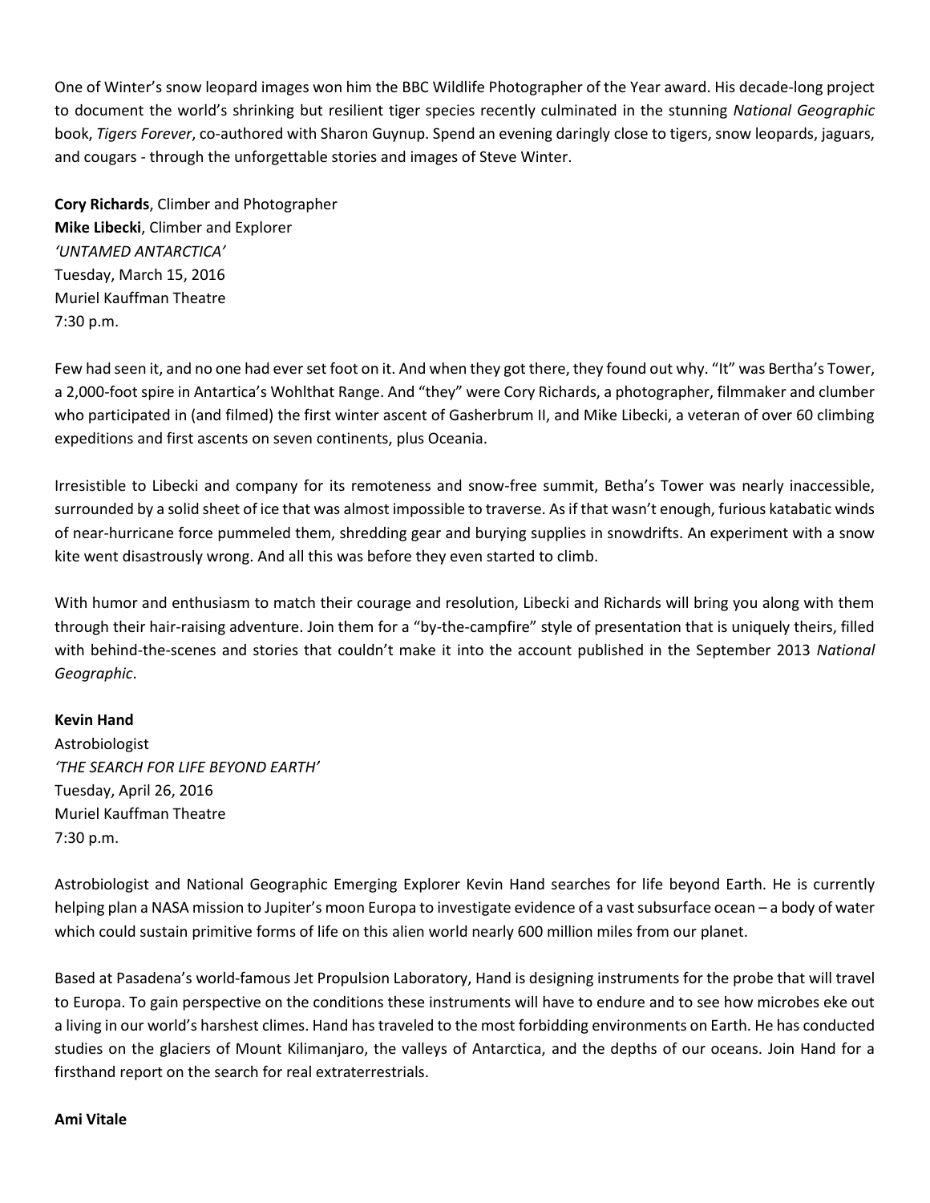One of Winter's snow leopard images won him the BBC Wildlife Photographer of the Year award. His decade-long project to document the world's shrinking but resilient tiger species recently culminated in the stunning *National Geographic* book, *Tigers Forever*, co-authored with Sharon Guynup. Spend an evening daringly close to tigers, snow leopards, jaguars, and cougars - through the unforgettable stories and images of Steve Winter.

**Cory Richards**, Climber and Photographer
**Mike Libecki**, Climber and Explorer
*'UNTAMED ANTARCTICA'*
Tuesday, March 15, 2016
Muriel Kauffman Theatre
7:30 p.m.

Few had seen it, and no one had ever set foot on it. And when they got there, they found out why. "It" was Bertha's Tower, a 2,000-foot spire in Antartica's Wohlthat Range. And "they" were Cory Richards, a photographer, filmmaker and clumber who participated in (and filmed) the first winter ascent of Gasherbrum II, and Mike Libecki, a veteran of over 60 climbing expeditions and first ascents on seven continents, plus Oceania.

Irresistible to Libecki and company for its remoteness and snow-free summit, Betha's Tower was nearly inaccessible, surrounded by a solid sheet of ice that was almost impossible to traverse. As if that wasn't enough, furious katabatic winds of near-hurricane force pummeled them, shredding gear and burying supplies in snowdrifts. An experiment with a snow kite went disastrously wrong. And all this was before they even started to climb.

With humor and enthusiasm to match their courage and resolution, Libecki and Richards will bring you along with them through their hair-raising adventure. Join them for a "by-the-campfire" style of presentation that is uniquely theirs, filled with behind-the-scenes and stories that couldn't make it into the account published in the September 2013 *National Geographic*.

**Kevin Hand**
Astrobiologist
*'THE SEARCH FOR LIFE BEYOND EARTH'*
Tuesday, April 26, 2016
Muriel Kauffman Theatre
7:30 p.m.

Astrobiologist and National Geographic Emerging Explorer Kevin Hand searches for life beyond Earth. He is currently helping plan a NASA mission to Jupiter's moon Europa to investigate evidence of a vast subsurface ocean – a body of water which could sustain primitive forms of life on this alien world nearly 600 million miles from our planet.

Based at Pasadena's world-famous Jet Propulsion Laboratory, Hand is designing instruments for the probe that will travel to Europa. To gain perspective on the conditions these instruments will have to endure and to see how microbes eke out a living in our world's harshest climes. Hand has traveled to the most forbidding environments on Earth. He has conducted studies on the glaciers of Mount Kilimanjaro, the valleys of Antarctica, and the depths of our oceans. Join Hand for a firsthand report on the search for real extraterrestrials.

**Ami Vitale**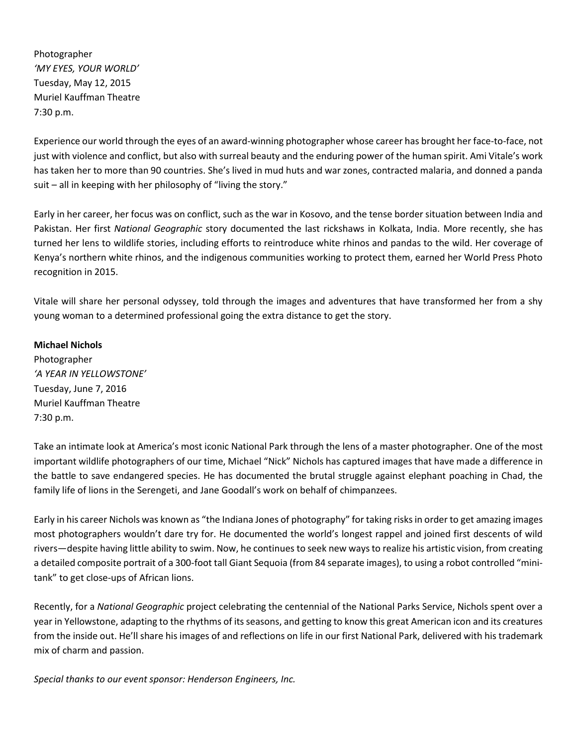Photographer
*'MY EYES, YOUR WORLD'*
Tuesday, May 12, 2015
Muriel Kauffman Theatre
7:30 p.m.

Experience our world through the eyes of an award-winning photographer whose career has brought her face-to-face, not just with violence and conflict, but also with surreal beauty and the enduring power of the human spirit. Ami Vitale's work has taken her to more than 90 countries. She's lived in mud huts and war zones, contracted malaria, and donned a panda suit – all in keeping with her philosophy of "living the story."

Early in her career, her focus was on conflict, such as the war in Kosovo, and the tense border situation between India and Pakistan. Her first *National Geographic* story documented the last rickshaws in Kolkata, India. More recently, she has turned her lens to wildlife stories, including efforts to reintroduce white rhinos and pandas to the wild. Her coverage of Kenya's northern white rhinos, and the indigenous communities working to protect them, earned her World Press Photo recognition in 2015.

Vitale will share her personal odyssey, told through the images and adventures that have transformed her from a shy young woman to a determined professional going the extra distance to get the story.

**Michael Nichols**
Photographer
*'A YEAR IN YELLOWSTONE'*
Tuesday, June 7, 2016
Muriel Kauffman Theatre
7:30 p.m.

Take an intimate look at America's most iconic National Park through the lens of a master photographer. One of the most important wildlife photographers of our time, Michael "Nick" Nichols has captured images that have made a difference in the battle to save endangered species. He has documented the brutal struggle against elephant poaching in Chad, the family life of lions in the Serengeti, and Jane Goodall's work on behalf of chimpanzees.

Early in his career Nichols was known as "the Indiana Jones of photography" for taking risks in order to get amazing images most photographers wouldn't dare try for. He documented the world's longest rappel and joined first descents of wild rivers—despite having little ability to swim. Now, he continues to seek new ways to realize his artistic vision, from creating a detailed composite portrait of a 300-foot tall Giant Sequoia (from 84 separate images), to using a robot controlled "mini-tank" to get close-ups of African lions.

Recently, for a *National Geographic* project celebrating the centennial of the National Parks Service, Nichols spent over a year in Yellowstone, adapting to the rhythms of its seasons, and getting to know this great American icon and its creatures from the inside out. He'll share his images of and reflections on life in our first National Park, delivered with his trademark mix of charm and passion.

*Special thanks to our event sponsor: Henderson Engineers, Inc.*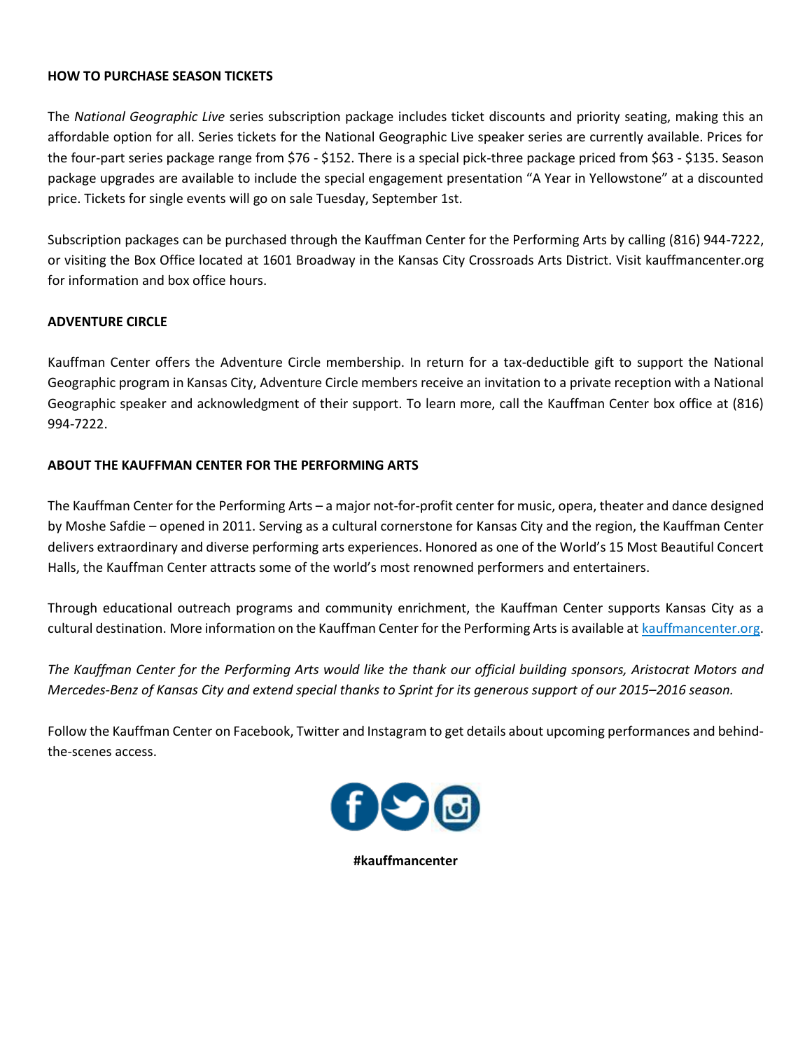**HOW TO PURCHASE SEASON TICKETS**

The *National Geographic Live* series subscription package includes ticket discounts and priority seating, making this an affordable option for all. Series tickets for the National Geographic Live speaker series are currently available. Prices for the four-part series package range from $76 - $152. There is a special pick-three package priced from $63 - $135. Season package upgrades are available to include the special engagement presentation "A Year in Yellowstone" at a discounted price. Tickets for single events will go on sale Tuesday, September 1st.

Subscription packages can be purchased through the Kauffman Center for the Performing Arts by calling (816) 944-7222, or visiting the Box Office located at 1601 Broadway in the Kansas City Crossroads Arts District. Visit kauffmancenter.org for information and box office hours.

**ADVENTURE CIRCLE**

Kauffman Center offers the Adventure Circle membership. In return for a tax-deductible gift to support the National Geographic program in Kansas City, Adventure Circle members receive an invitation to a private reception with a National Geographic speaker and acknowledgment of their support. To learn more, call the Kauffman Center box office at (816) 994-7222.

**ABOUT THE KAUFFMAN CENTER FOR THE PERFORMING ARTS**

The Kauffman Center for the Performing Arts – a major not-for-profit center for music, opera, theater and dance designed by Moshe Safdie – opened in 2011. Serving as a cultural cornerstone for Kansas City and the region, the Kauffman Center delivers extraordinary and diverse performing arts experiences. Honored as one of the World's 15 Most Beautiful Concert Halls, the Kauffman Center attracts some of the world's most renowned performers and entertainers.

Through educational outreach programs and community enrichment, the Kauffman Center supports Kansas City as a cultural destination. More information on the Kauffman Center for the Performing Arts is available at [kauffmancenter.org](kauffmancenter.org).

*The Kauffman Center for the Performing Arts would like the thank our official building sponsors, Aristocrat Motors and Mercedes-Benz of Kansas City and extend special thanks to Sprint for its generous support of our 2015–2016 season.*

Follow the Kauffman Center on Facebook, Twitter and Instagram to get details about upcoming performances and behind-the-scenes access.

**#kauffmancenter**